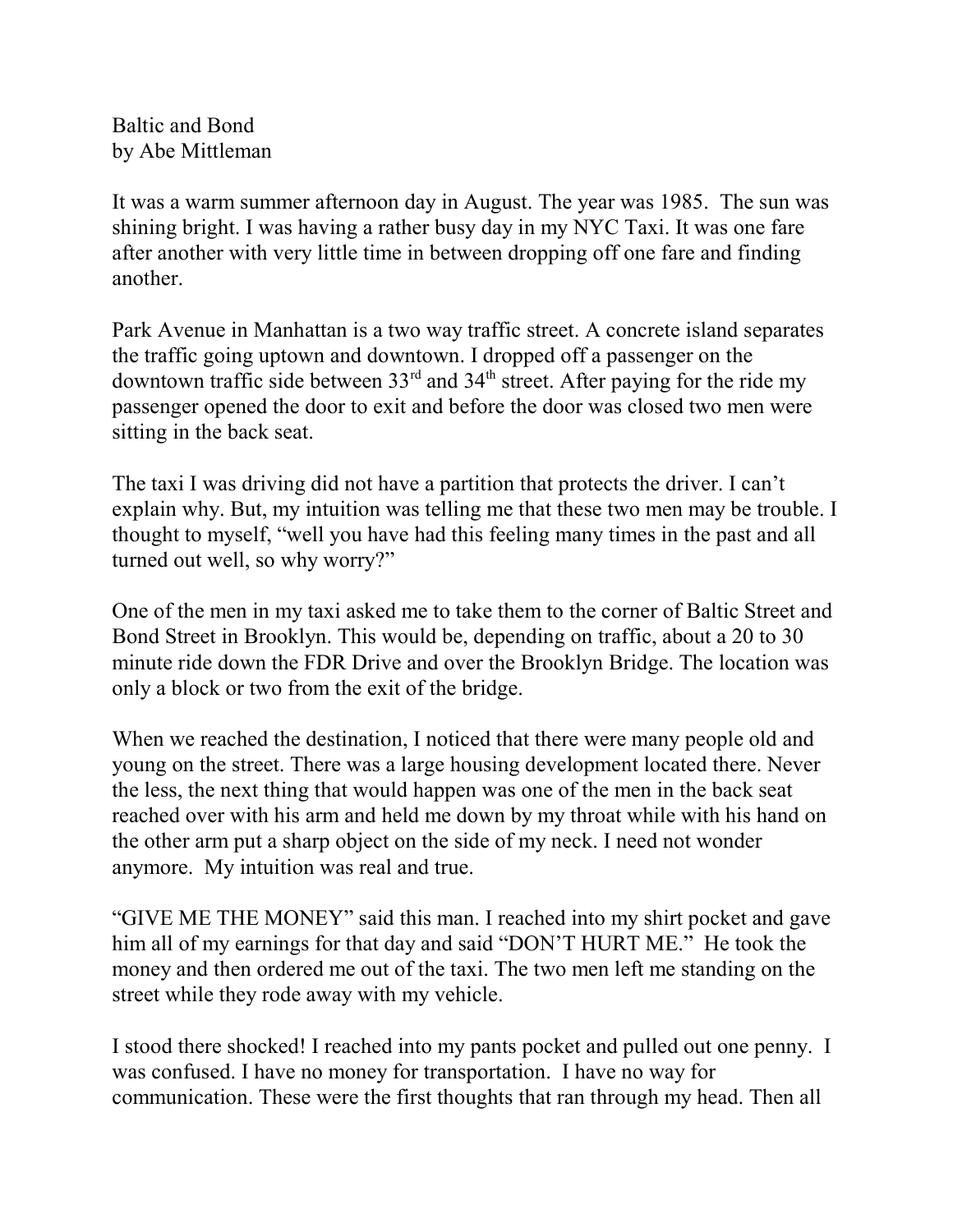Baltic and Bond
by Abe Mittleman

It was a warm summer afternoon day in August. The year was 1985. The sun was shining bright. I was having a rather busy day in my NYC Taxi. It was one fare after another with very little time in between dropping off one fare and finding another.

Park Avenue in Manhattan is a two way traffic street. A concrete island separates the traffic going uptown and downtown. I dropped off a passenger on the downtown traffic side between 33rd and 34th street. After paying for the ride my passenger opened the door to exit and before the door was closed two men were sitting in the back seat.

The taxi I was driving did not have a partition that protects the driver. I can't explain why. But, my intuition was telling me that these two men may be trouble. I thought to myself, "well you have had this feeling many times in the past and all turned out well, so why worry?"

One of the men in my taxi asked me to take them to the corner of Baltic Street and Bond Street in Brooklyn. This would be, depending on traffic, about a 20 to 30 minute ride down the FDR Drive and over the Brooklyn Bridge. The location was only a block or two from the exit of the bridge.

When we reached the destination, I noticed that there were many people old and young on the street. There was a large housing development located there. Never the less, the next thing that would happen was one of the men in the back seat reached over with his arm and held me down by my throat while with his hand on the other arm put a sharp object on the side of my neck. I need not wonder anymore. My intuition was real and true.

"GIVE ME THE MONEY" said this man. I reached into my shirt pocket and gave him all of my earnings for that day and said "DON'T HURT ME." He took the money and then ordered me out of the taxi. The two men left me standing on the street while they rode away with my vehicle.

I stood there shocked! I reached into my pants pocket and pulled out one penny. I was confused. I have no money for transportation. I have no way for communication. These were the first thoughts that ran through my head. Then all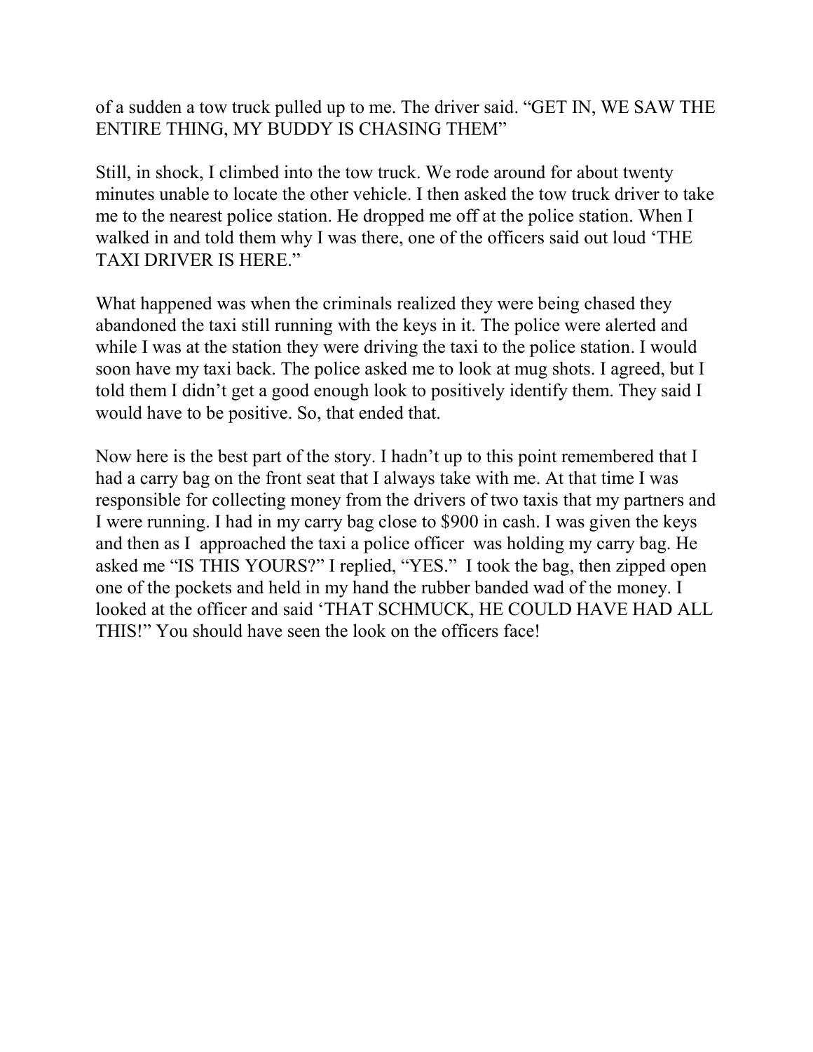of a sudden a tow truck pulled up to me. The driver said. "GET IN, WE SAW THE ENTIRE THING, MY BUDDY IS CHASING THEM"

Still, in shock, I climbed into the tow truck. We rode around for about twenty minutes unable to locate the other vehicle. I then asked the tow truck driver to take me to the nearest police station. He dropped me off at the police station. When I walked in and told them why I was there, one of the officers said out loud 'THE TAXI DRIVER IS HERE."

What happened was when the criminals realized they were being chased they abandoned the taxi still running with the keys in it. The police were alerted and while I was at the station they were driving the taxi to the police station. I would soon have my taxi back. The police asked me to look at mug shots. I agreed, but I told them I didn't get a good enough look to positively identify them. They said I would have to be positive. So, that ended that.

Now here is the best part of the story. I hadn't up to this point remembered that I had a carry bag on the front seat that I always take with me. At that time I was responsible for collecting money from the drivers of two taxis that my partners and I were running. I had in my carry bag close to $900 in cash. I was given the keys and then as I approached the taxi a police officer was holding my carry bag. He asked me "IS THIS YOURS?" I replied, "YES." I took the bag, then zipped open one of the pockets and held in my hand the rubber banded wad of the money. I looked at the officer and said 'THAT SCHMUCK, HE COULD HAVE HAD ALL THIS!" You should have seen the look on the officers face!